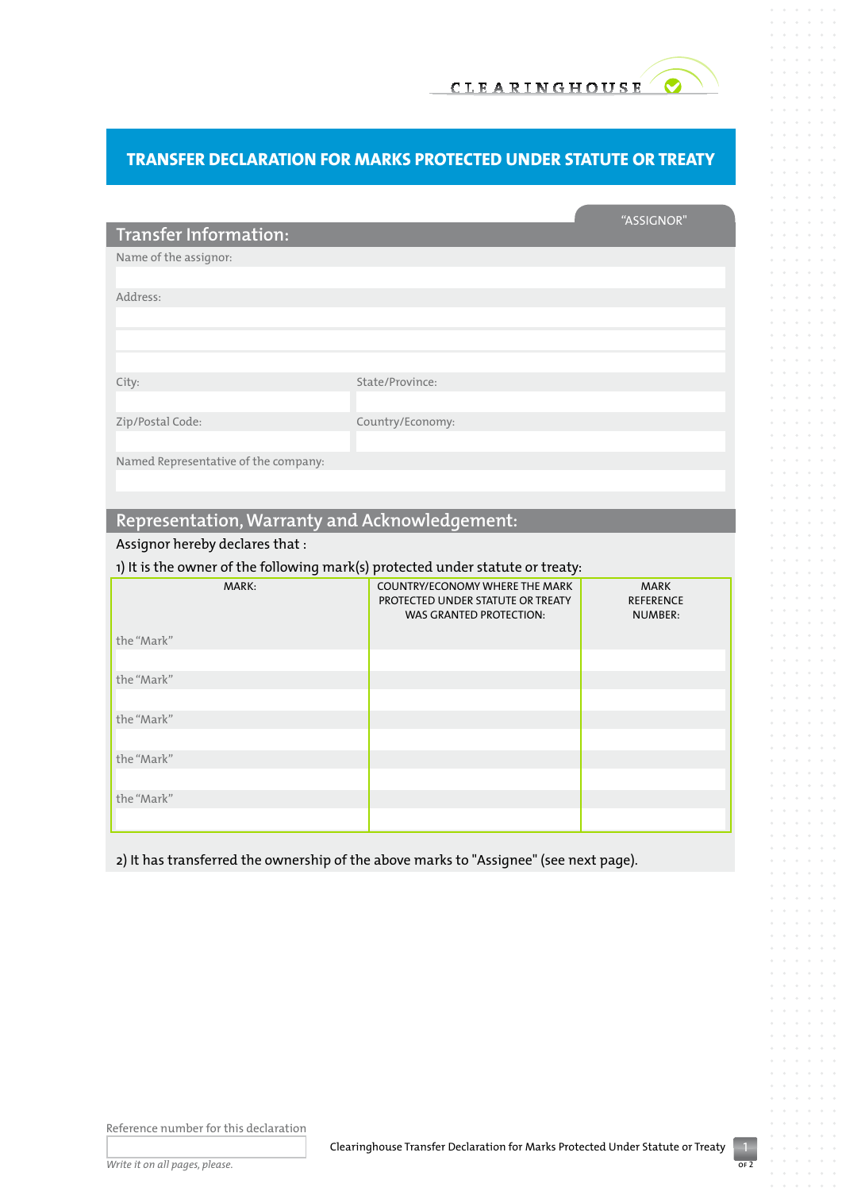CLEARINGHOUSE

# TRANSFER DECLARATION FOR MARKS PROTECTED UNDER STATUTE OR TREATY

"ASSIGNOR"

## Transfer Information:

Name of the assignor:

Address:

City:

State/Province:

Zip/Postal Code:

Country/Economy:

Named Representative of the company:

## Representation, Warranty and Acknowledgement:

Assignor hereby declares that :

1) It is the owner of the following mark(s) protected under statute or treaty:

| MARK: | COUNTRY/ECONOMY WHERE THE MARK PROTECTED UNDER STATUTE OR TREATY WAS GRANTED PROTECTION: | MARK REFERENCE NUMBER: |
| --- | --- | --- |
| the "Mark" | | |
| the "Mark" | | |
| the "Mark" | | |
| the "Mark" | | |
| the "Mark" | | |

2) It has transferred the ownership of the above marks to "Assignee" (see next page).

Reference number for this declaration

*Write it on all pages, please.*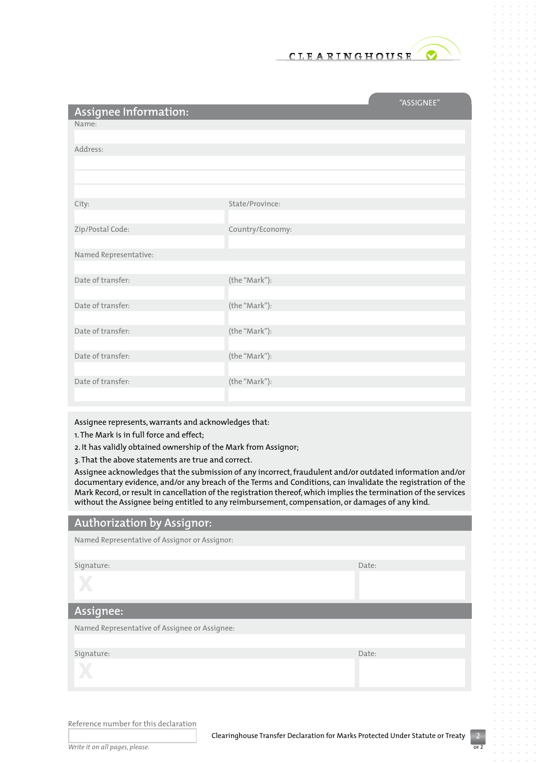CLEARINGHOUSE

"ASSIGNEE"

## Assignee Information:

Name:

Address:

City: State/Province:

Zip/Postal Code: Country/Economy:

Named Representative:

| | |
|---|---|
| Date of transfer: | (the "Mark"): |
| Date of transfer: | (the "Mark"): |
| Date of transfer: | (the "Mark"): |
| Date of transfer: | (the "Mark"): |
| Date of transfer: | (the "Mark"): |

Assignee represents, warrants and acknowledges that:

1. The Mark is in full force and effect;
2. It has validly obtained ownership of the Mark from Assignor;
3. That the above statements are true and correct.

Assignee acknowledges that the submission of any incorrect, fraudulent and/or outdated information and/or documentary evidence, and/or any breach of the Terms and Conditions, can invalidate the registration of the Mark Record, or result in cancellation of the registration thereof, which implies the termination of the services without the Assignee being entitled to any reimbursement, compensation, or damages of any kind.

## Authorization by Assignor:

Named Representative of Assignor or Assignor:

Signature: X Date:

## Assignee:

Named Representative of Assignee or Assignee:

Signature: X Date:

Reference number for this declaration

*Write it on all pages, please.*

Clearinghouse Transfer Declaration for Marks Protected Under Statute or Treaty